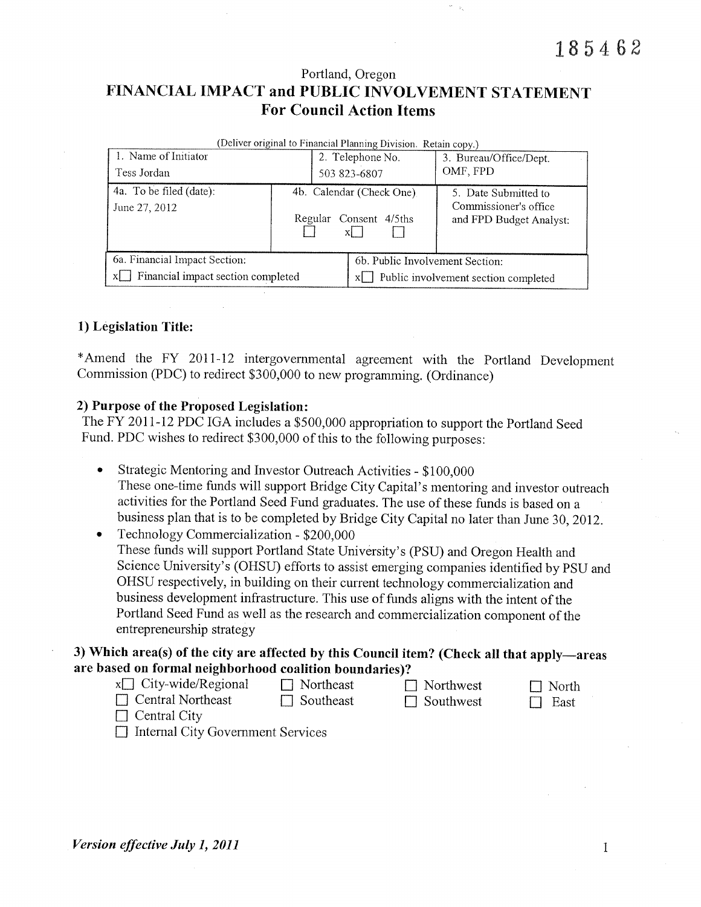185462

Portland, Oregon

# FINANCIAL IMPACT and PUBLIC INVOLVEMENT STATEMENT
## For Council Action Items

(Deliver original to Financial Planning Division. Retain copy.)

| 1. Name of Initiator | 2. Telephone No. | 3. Bureau/Office/Dept. |
|---|---|---|
| Tess Jordan | 503 823-6807 | OMF, FPD |
| 4a. To be filed (date): June 27, 2012 | 4b. Calendar (Check One) Regular ☐ Consent x☐ 4/5ths ☐ | 5. Date Submitted to Commissioner's office and FPD Budget Analyst: |
| 6a. Financial Impact Section: x☐ Financial impact section completed | 6b. Public Involvement Section: x☐ Public involvement section completed | |

### 1) Legislation Title:

*Amend the FY 2011-12 intergovernmental agreement with the Portland Development Commission (PDC) to redirect $300,000 to new programming. (Ordinance)

### 2) Purpose of the Proposed Legislation:

The FY 2011-12 PDC IGA includes a $500,000 appropriation to support the Portland Seed Fund. PDC wishes to redirect $300,000 of this to the following purposes:

- Strategic Mentoring and Investor Outreach Activities - $100,000
  These one-time funds will support Bridge City Capital's mentoring and investor outreach activities for the Portland Seed Fund graduates. The use of these funds is based on a business plan that is to be completed by Bridge City Capital no later than June 30, 2012.
- Technology Commercialization - $200,000
  These funds will support Portland State University's (PSU) and Oregon Health and Science University's (OHSU) efforts to assist emerging companies identified by PSU and OHSU respectively, in building on their current technology commercialization and business development infrastructure. This use of funds aligns with the intent of the Portland Seed Fund as well as the research and commercialization component of the entrepreneurship strategy

### 3) Which area(s) of the city are affected by this Council item? (Check all that apply—areas are based on formal neighborhood coalition boundaries)?

x☐ City-wide/Regional ☐ Northeast ☐ Northwest ☐ North
☐ Central Northeast ☐ Southeast ☐ Southwest ☐ East
☐ Central City
☐ Internal City Government Services

*Version effective July 1, 2011*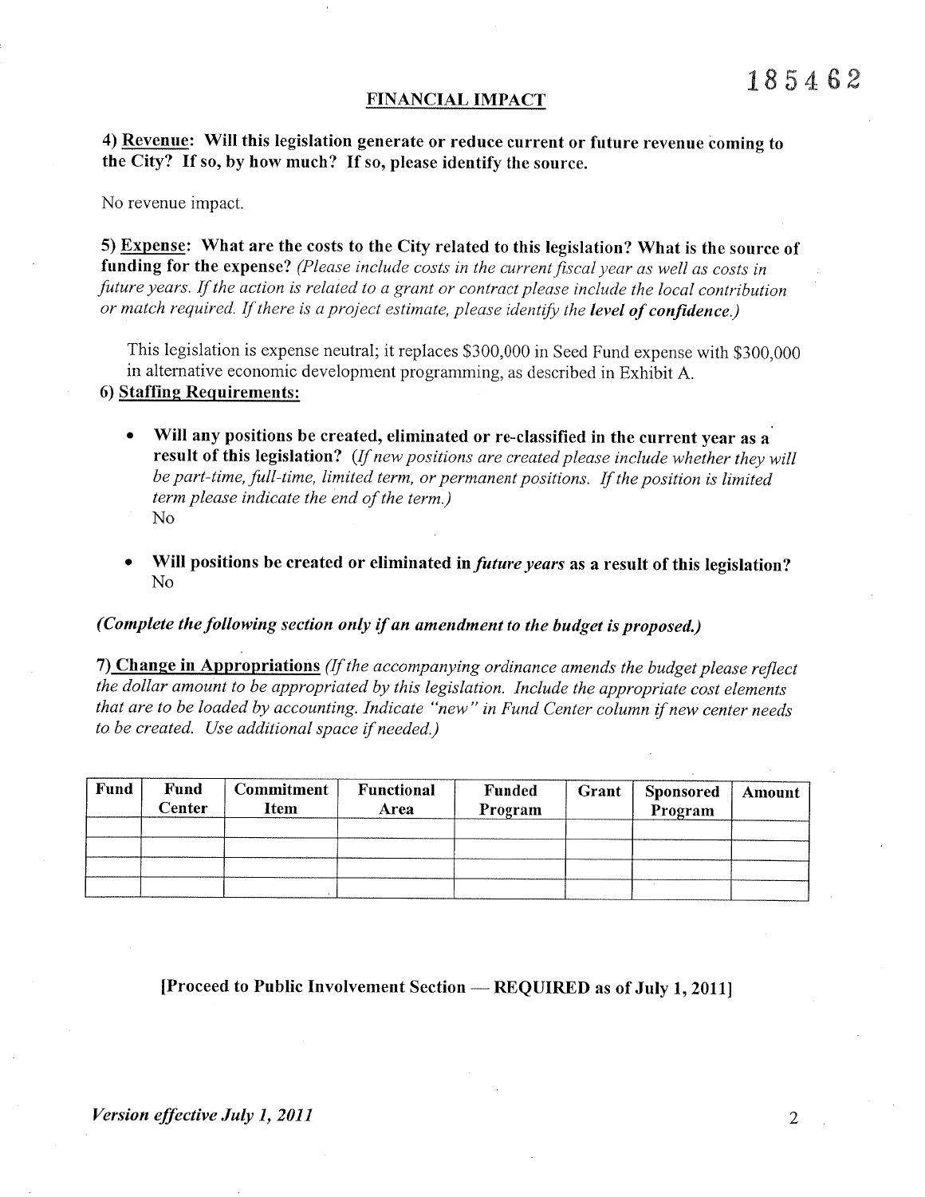185462

## FINANCIAL IMPACT

**4) <u>Revenue</u>: Will this legislation generate or reduce current or future revenue coming to the City? If so, by how much? If so, please identify the source.**

No revenue impact.

**5) <u>Expense</u>: What are the costs to the City related to this legislation? What is the source of funding for the expense?** *(Please include costs in the current fiscal year as well as costs in future years. If the action is related to a grant or contract please include the local contribution or match required. If there is a project estimate, please identify the **level of confidence**.)*

This legislation is expense neutral; it replaces $300,000 in Seed Fund expense with $300,000 in alternative economic development programming, as described in Exhibit A.

**6) <u>Staffing Requirements</u>:**

- **Will any positions be created, eliminated or re-classified in the current year as a result of this legislation?** *(If new positions are created please include whether they will be part-time, full-time, limited term, or permanent positions. If the position is limited term please indicate the end of the term.)*
  No

- **Will positions be created or eliminated in *future years* as a result of this legislation?**
  No

***(Complete the following section only if an amendment to the budget is proposed.)***

**7) <u>Change in Appropriations</u>** *(If the accompanying ordinance amends the budget please reflect the dollar amount to be appropriated by this legislation. Include the appropriate cost elements that are to be loaded by accounting. Indicate "new" in Fund Center column if new center needs to be created. Use additional space if needed.)*

| Fund | Fund Center | Commitment Item | Functional Area | Funded Program | Grant | Sponsored Program | Amount |
|---|---|---|---|---|---|---|---|
| | | | | | | | |
| | | | | | | | |
| | | | | | | | |
| | | | | | | | |

**[Proceed to Public Involvement Section — REQUIRED as of July 1, 2011]**

***Version effective July 1, 2011***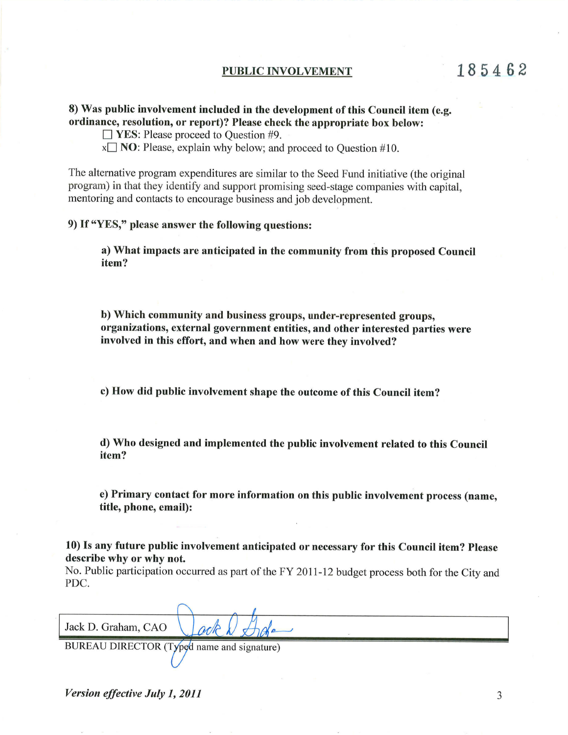185462

## PUBLIC INVOLVEMENT

**8) Was public involvement included in the development of this Council item (e.g. ordinance, resolution, or report)? Please check the appropriate box below:**

☐ **YES**: Please proceed to Question #9.
x☐ **NO**: Please, explain why below; and proceed to Question #10.

The alternative program expenditures are similar to the Seed Fund initiative (the original program) in that they identify and support promising seed-stage companies with capital, mentoring and contacts to encourage business and job development.

**9) If "YES," please answer the following questions:**

**a) What impacts are anticipated in the community from this proposed Council item?**

**b) Which community and business groups, under-represented groups, organizations, external government entities, and other interested parties were involved in this effort, and when and how were they involved?**

**c) How did public involvement shape the outcome of this Council item?**

**d) Who designed and implemented the public involvement related to this Council item?**

**e) Primary contact for more information on this public involvement process (name, title, phone, email):**

**10) Is any future public involvement anticipated or necessary for this Council item? Please describe why or why not.**
No. Public participation occurred as part of the FY 2011-12 budget process both for the City and PDC.

Jack D. Graham, CAO

BUREAU DIRECTOR (Typed name and signature)

*Version effective July 1, 2011*